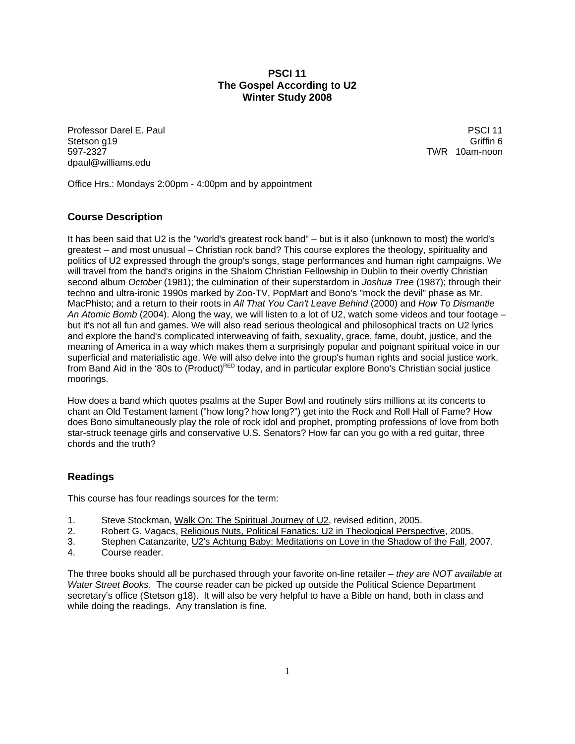**PSCI 11**
**The Gospel According to U2**
**Winter Study 2008**

Professor Darel E. Paul
Stetson g19
597-2327
dpaul@williams.edu

PSCI 11
Griffin 6
TWR 10am-noon

Office Hrs.: Mondays 2:00pm - 4:00pm and by appointment

## Course Description

It has been said that U2 is the "world's greatest rock band" – but is it also (unknown to most) the world's greatest – and most unusual – Christian rock band? This course explores the theology, spirituality and politics of U2 expressed through the group's songs, stage performances and human right campaigns. We will travel from the band's origins in the Shalom Christian Fellowship in Dublin to their overtly Christian second album *October* (1981); the culmination of their superstardom in *Joshua Tree* (1987); through their techno and ultra-ironic 1990s marked by Zoo-TV, PopMart and Bono's "mock the devil" phase as Mr. MacPhisto; and a return to their roots in *All That You Can't Leave Behind* (2000) and *How To Dismantle An Atomic Bomb* (2004). Along the way, we will listen to a lot of U2, watch some videos and tour footage – but it's not all fun and games. We will also read serious theological and philosophical tracts on U2 lyrics and explore the band's complicated interweaving of faith, sexuality, grace, fame, doubt, justice, and the meaning of America in a way which makes them a surprisingly popular and poignant spiritual voice in our superficial and materialistic age. We will also delve into the group's human rights and social justice work, from Band Aid in the '80s to (Product)RED today, and in particular explore Bono's Christian social justice moorings.

How does a band which quotes psalms at the Super Bowl and routinely stirs millions at its concerts to chant an Old Testament lament ("how long? how long?") get into the Rock and Roll Hall of Fame? How does Bono simultaneously play the role of rock idol and prophet, prompting professions of love from both star-struck teenage girls and conservative U.S. Senators? How far can you go with a red guitar, three chords and the truth?

## Readings

This course has four readings sources for the term:

1. Steve Stockman, Walk On: The Spiritual Journey of U2, revised edition, 2005.
2. Robert G. Vagacs, Religious Nuts, Political Fanatics: U2 in Theological Perspective, 2005.
3. Stephen Catanzarite, U2's Achtung Baby: Meditations on Love in the Shadow of the Fall, 2007.
4. Course reader.

The three books should all be purchased through your favorite on-line retailer – *they are NOT available at Water Street Books*. The course reader can be picked up outside the Political Science Department secretary's office (Stetson g18). It will also be very helpful to have a Bible on hand, both in class and while doing the readings. Any translation is fine.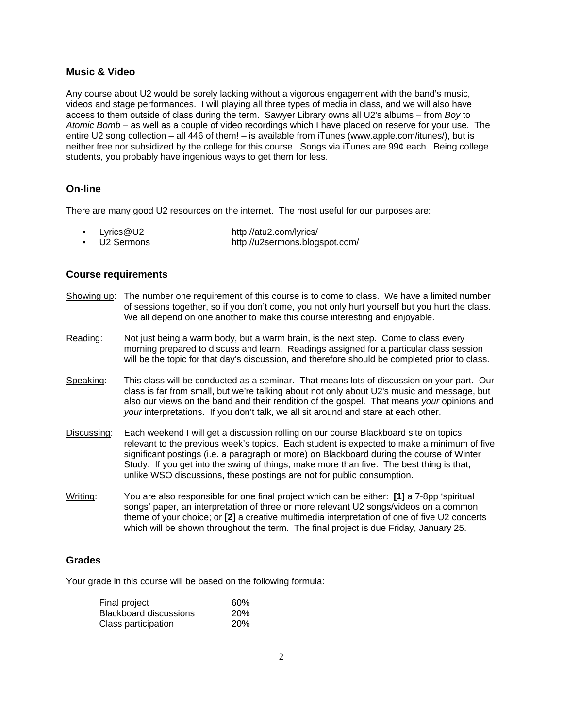### Music & Video

Any course about U2 would be sorely lacking without a vigorous engagement with the band's music, videos and stage performances. I will playing all three types of media in class, and we will also have access to them outside of class during the term. Sawyer Library owns all U2's albums – from *Boy* to *Atomic Bomb* – as well as a couple of video recordings which I have placed on reserve for your use. The entire U2 song collection – all 446 of them! – is available from iTunes (www.apple.com/itunes/), but is neither free nor subsidized by the college for this course. Songs via iTunes are 99¢ each. Being college students, you probably have ingenious ways to get them for less.

### On-line

There are many good U2 resources on the internet. The most useful for our purposes are:

- Lyrics@U2 http://atu2.com/lyrics/
- U2 Sermons http://u2sermons.blogspot.com/

### Course requirements

Showing up: The number one requirement of this course is to come to class. We have a limited number of sessions together, so if you don't come, you not only hurt yourself but you hurt the class. We all depend on one another to make this course interesting and enjoyable.

Reading: Not just being a warm body, but a warm brain, is the next step. Come to class every morning prepared to discuss and learn. Readings assigned for a particular class session will be the topic for that day's discussion, and therefore should be completed prior to class.

Speaking: This class will be conducted as a seminar. That means lots of discussion on your part. Our class is far from small, but we're talking about not only about U2's music and message, but also our views on the band and their rendition of the gospel. That means *your* opinions and *your* interpretations. If you don't talk, we all sit around and stare at each other.

Discussing: Each weekend I will get a discussion rolling on our course Blackboard site on topics relevant to the previous week's topics. Each student is expected to make a minimum of five significant postings (i.e. a paragraph or more) on Blackboard during the course of Winter Study. If you get into the swing of things, make more than five. The best thing is that, unlike WSO discussions, these postings are not for public consumption.

Writing: You are also responsible for one final project which can be either: **[1]** a 7-8pp 'spiritual songs' paper, an interpretation of three or more relevant U2 songs/videos on a common theme of your choice; or **[2]** a creative multimedia interpretation of one of five U2 concerts which will be shown throughout the term. The final project is due Friday, January 25.

### Grades

Your grade in this course will be based on the following formula:

| | |
|---|---|
| Final project | 60% |
| Blackboard discussions | 20% |
| Class participation | 20% |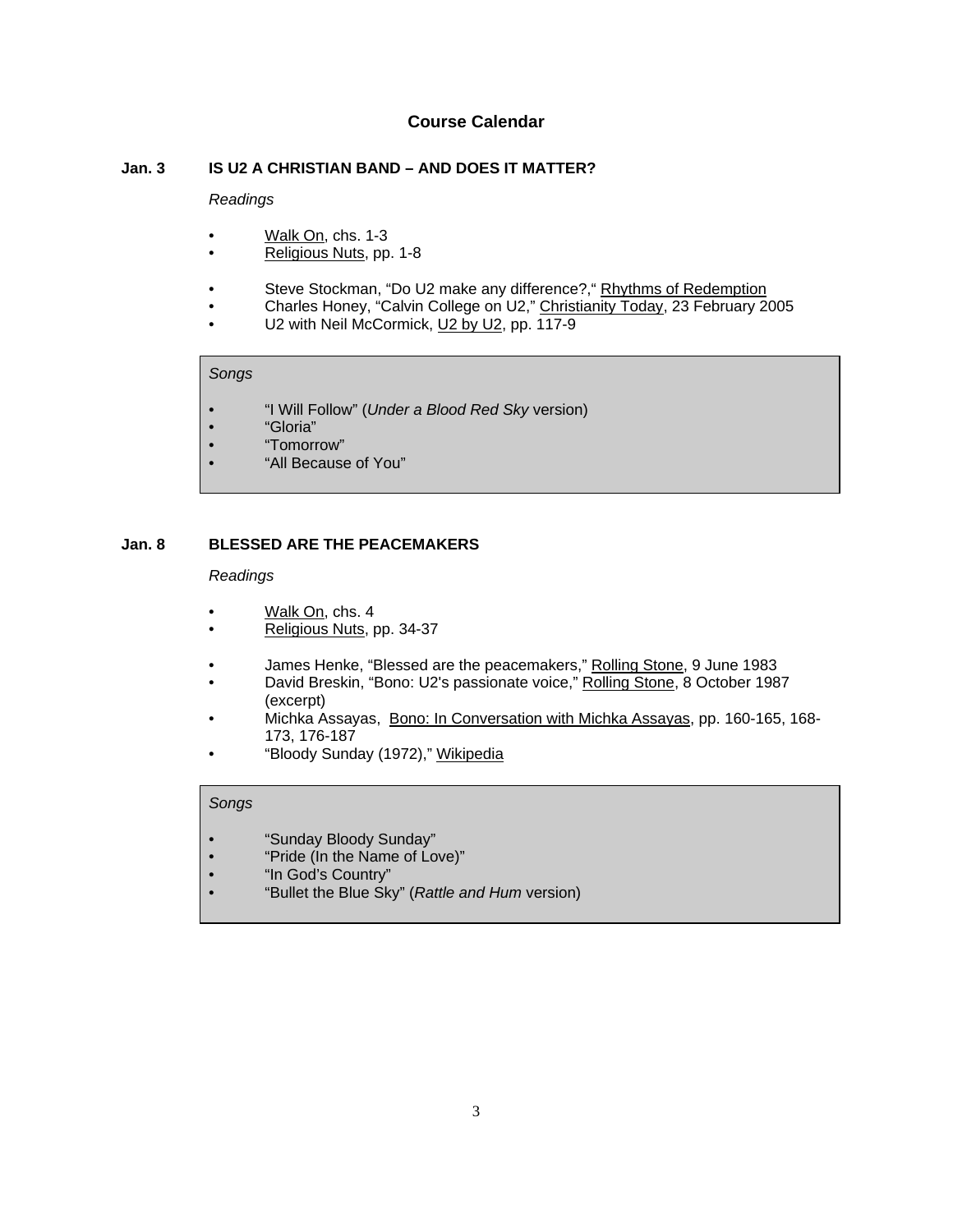## Course Calendar

### Jan. 3 IS U2 A CHRISTIAN BAND – AND DOES IT MATTER?

*Readings*

- Walk On, chs. 1-3
- Religious Nuts, pp. 1-8

- Steve Stockman, "Do U2 make any difference?," Rhythms of Redemption
- Charles Honey, "Calvin College on U2," Christianity Today, 23 February 2005
- U2 with Neil McCormick, U2 by U2, pp. 117-9

*Songs*

- "I Will Follow" (*Under a Blood Red Sky* version)
- "Gloria"
- "Tomorrow"
- "All Because of You"

### Jan. 8 BLESSED ARE THE PEACEMAKERS

*Readings*

- Walk On, chs. 4
- Religious Nuts, pp. 34-37

- James Henke, "Blessed are the peacemakers," Rolling Stone, 9 June 1983
- David Breskin, "Bono: U2's passionate voice," Rolling Stone, 8 October 1987 (excerpt)
- Michka Assayas, Bono: In Conversation with Michka Assayas, pp. 160-165, 168-173, 176-187
- "Bloody Sunday (1972)," Wikipedia

*Songs*

- "Sunday Bloody Sunday"
- "Pride (In the Name of Love)"
- "In God's Country"
- "Bullet the Blue Sky" (*Rattle and Hum* version)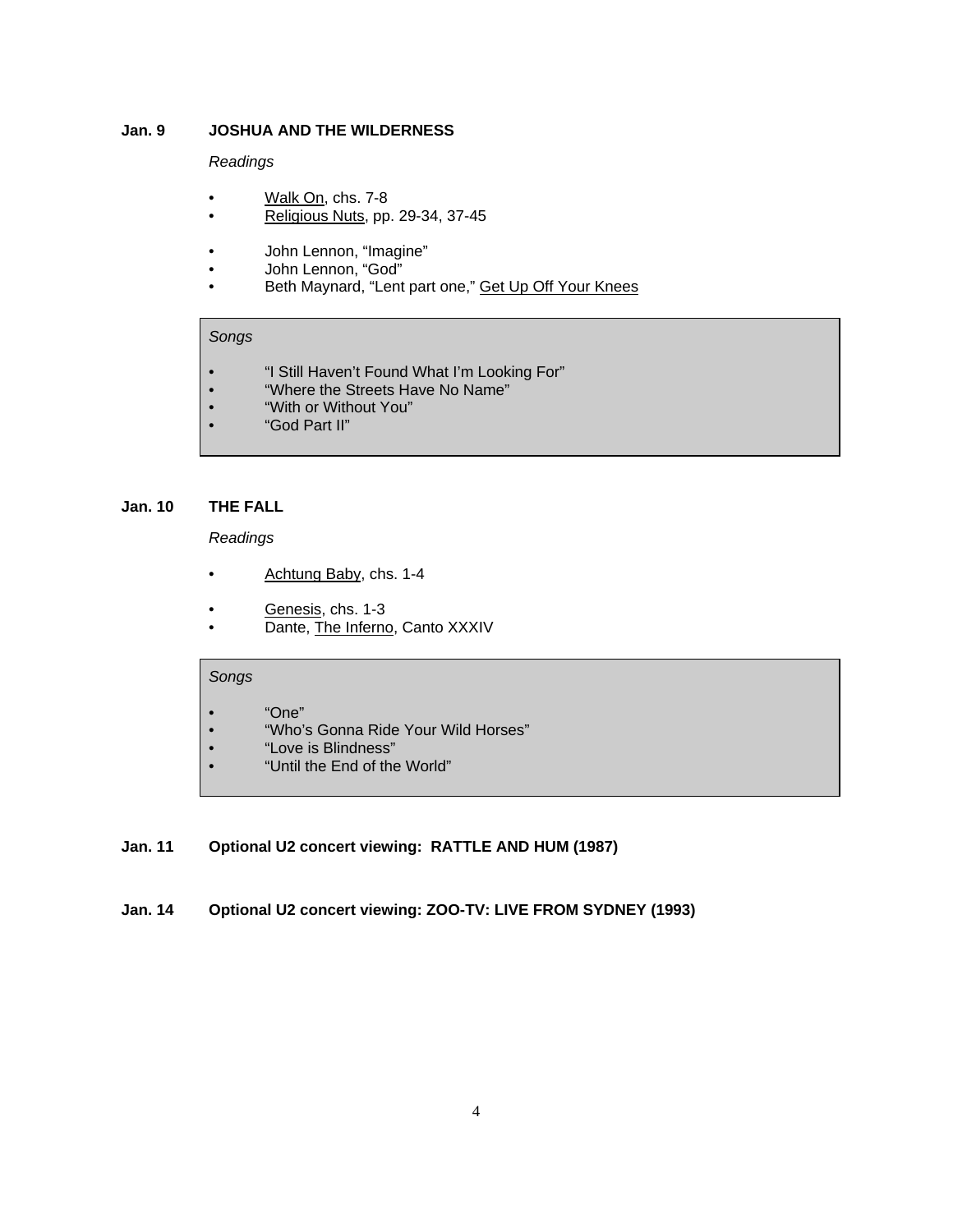**Jan. 9 JOSHUA AND THE WILDERNESS**

*Readings*

- Walk On, chs. 7-8
- Religious Nuts, pp. 29-34, 37-45

- John Lennon, "Imagine"
- John Lennon, "God"
- Beth Maynard, "Lent part one," Get Up Off Your Knees

*Songs*

- "I Still Haven't Found What I'm Looking For"
- "Where the Streets Have No Name"
- "With or Without You"
- "God Part II"

**Jan. 10 THE FALL**

*Readings*

- Achtung Baby, chs. 1-4

- Genesis, chs. 1-3
- Dante, The Inferno, Canto XXXIV

*Songs*

- "One"
- "Who's Gonna Ride Your Wild Horses"
- "Love is Blindness"
- "Until the End of the World"

**Jan. 11 Optional U2 concert viewing: RATTLE AND HUM (1987)**

**Jan. 14 Optional U2 concert viewing: ZOO-TV: LIVE FROM SYDNEY (1993)**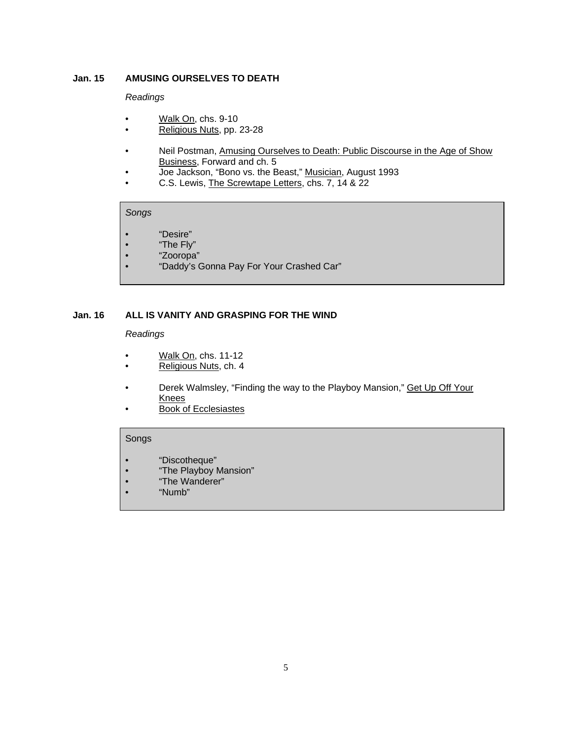### Jan. 15 AMUSING OURSELVES TO DEATH

*Readings*

- Walk On, chs. 9-10
- Religious Nuts, pp. 23-28

- Neil Postman, Amusing Ourselves to Death: Public Discourse in the Age of Show Business, Forward and ch. 5
- Joe Jackson, "Bono vs. the Beast," Musician, August 1993
- C.S. Lewis, The Screwtape Letters, chs. 7, 14 & 22

*Songs*

- "Desire"
- "The Fly"
- "Zooropa"
- "Daddy's Gonna Pay For Your Crashed Car"

### Jan. 16 ALL IS VANITY AND GRASPING FOR THE WIND

*Readings*

- Walk On, chs. 11-12
- Religious Nuts, ch. 4

- Derek Walmsley, "Finding the way to the Playboy Mansion," Get Up Off Your Knees
- Book of Ecclesiastes

Songs

- "Discotheque"
- "The Playboy Mansion"
- "The Wanderer"
- "Numb"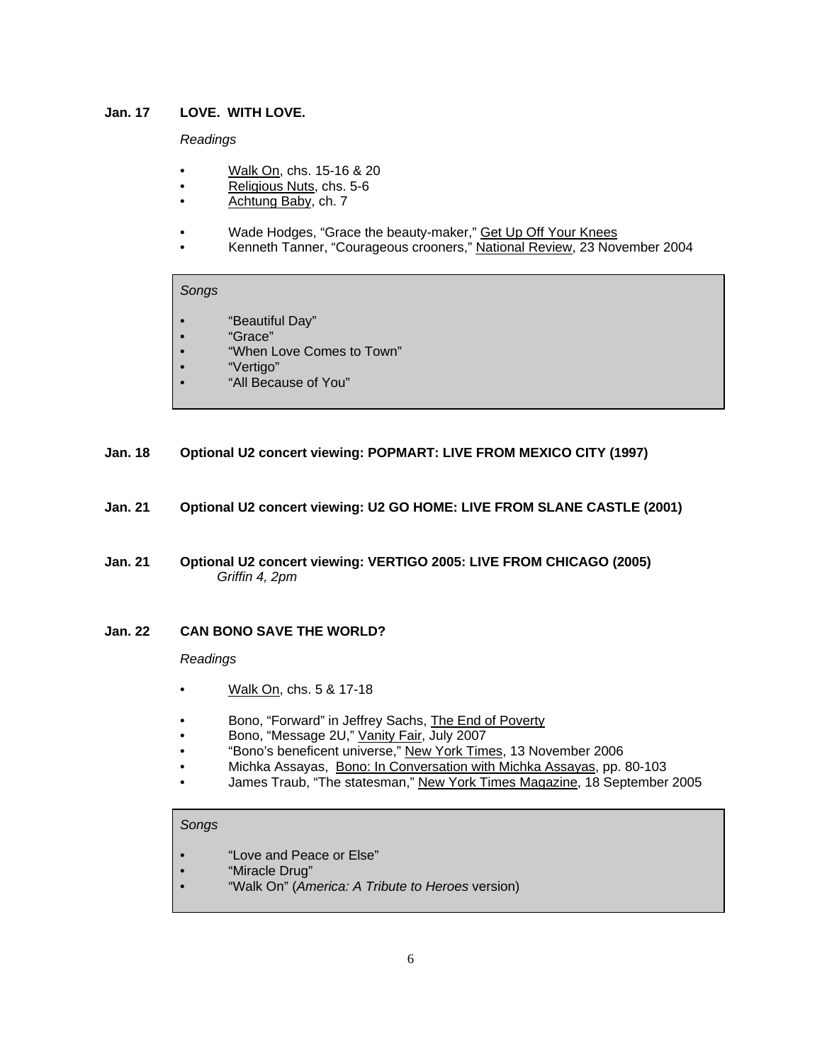**Jan. 17 LOVE. WITH LOVE.**

*Readings*

- Walk On, chs. 15-16 & 20
- Religious Nuts, chs. 5-6
- Achtung Baby, ch. 7

- Wade Hodges, "Grace the beauty-maker," Get Up Off Your Knees
- Kenneth Tanner, "Courageous crooners," National Review, 23 November 2004

*Songs*

- "Beautiful Day"
- "Grace"
- "When Love Comes to Town"
- "Vertigo"
- "All Because of You"

**Jan. 18 Optional U2 concert viewing: POPMART: LIVE FROM MEXICO CITY (1997)**

**Jan. 21 Optional U2 concert viewing: U2 GO HOME: LIVE FROM SLANE CASTLE (2001)**

**Jan. 21 Optional U2 concert viewing: VERTIGO 2005: LIVE FROM CHICAGO (2005)**
*Griffin 4, 2pm*

**Jan. 22 CAN BONO SAVE THE WORLD?**

*Readings*

- Walk On, chs. 5 & 17-18

- Bono, "Forward" in Jeffrey Sachs, The End of Poverty
- Bono, "Message 2U," Vanity Fair, July 2007
- "Bono's beneficent universe," New York Times, 13 November 2006
- Michka Assayas, Bono: In Conversation with Michka Assayas, pp. 80-103
- James Traub, "The statesman," New York Times Magazine, 18 September 2005

*Songs*

- "Love and Peace or Else"
- "Miracle Drug"
- "Walk On" (*America: A Tribute to Heroes* version)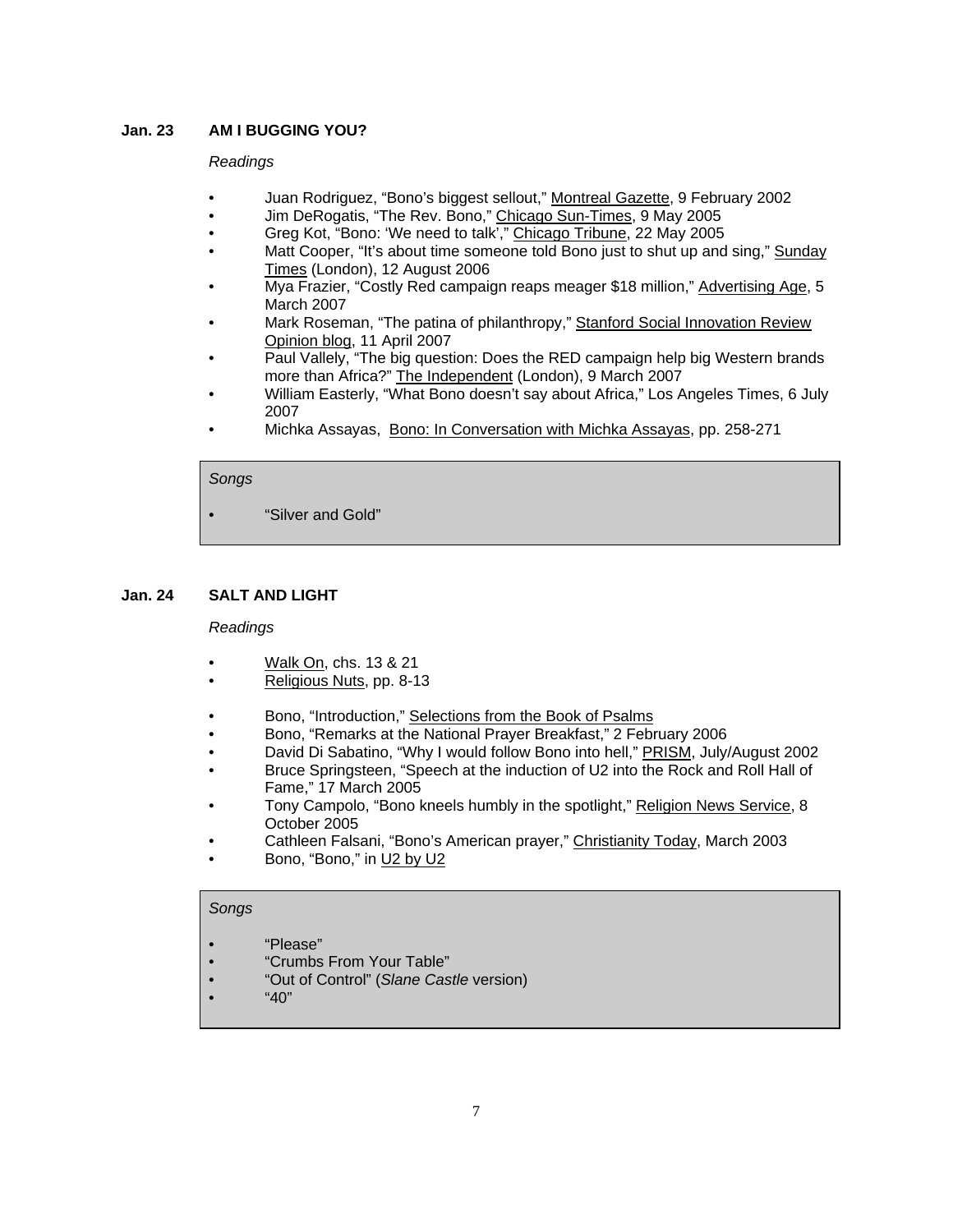**Jan. 23 AM I BUGGING YOU?**

*Readings*

- Juan Rodriguez, "Bono's biggest sellout," Montreal Gazette, 9 February 2002
- Jim DeRogatis, "The Rev. Bono," Chicago Sun-Times, 9 May 2005
- Greg Kot, "Bono: 'We need to talk'," Chicago Tribune, 22 May 2005
- Matt Cooper, "It's about time someone told Bono just to shut up and sing," Sunday Times (London), 12 August 2006
- Mya Frazier, "Costly Red campaign reaps meager $18 million," Advertising Age, 5 March 2007
- Mark Roseman, "The patina of philanthropy," Stanford Social Innovation Review Opinion blog, 11 April 2007
- Paul Vallely, "The big question: Does the RED campaign help big Western brands more than Africa?" The Independent (London), 9 March 2007
- William Easterly, "What Bono doesn't say about Africa," Los Angeles Times, 6 July 2007
- Michka Assayas, Bono: In Conversation with Michka Assayas, pp. 258-271

*Songs*

- "Silver and Gold"

**Jan. 24 SALT AND LIGHT**

*Readings*

- Walk On, chs. 13 & 21
- Religious Nuts, pp. 8-13
- Bono, "Introduction," Selections from the Book of Psalms
- Bono, "Remarks at the National Prayer Breakfast," 2 February 2006
- David Di Sabatino, "Why I would follow Bono into hell," PRISM, July/August 2002
- Bruce Springsteen, "Speech at the induction of U2 into the Rock and Roll Hall of Fame," 17 March 2005
- Tony Campolo, "Bono kneels humbly in the spotlight," Religion News Service, 8 October 2005
- Cathleen Falsani, "Bono's American prayer," Christianity Today, March 2003
- Bono, "Bono," in U2 by U2

*Songs*

- "Please"
- "Crumbs From Your Table"
- "Out of Control" (*Slane Castle* version)
- "40"